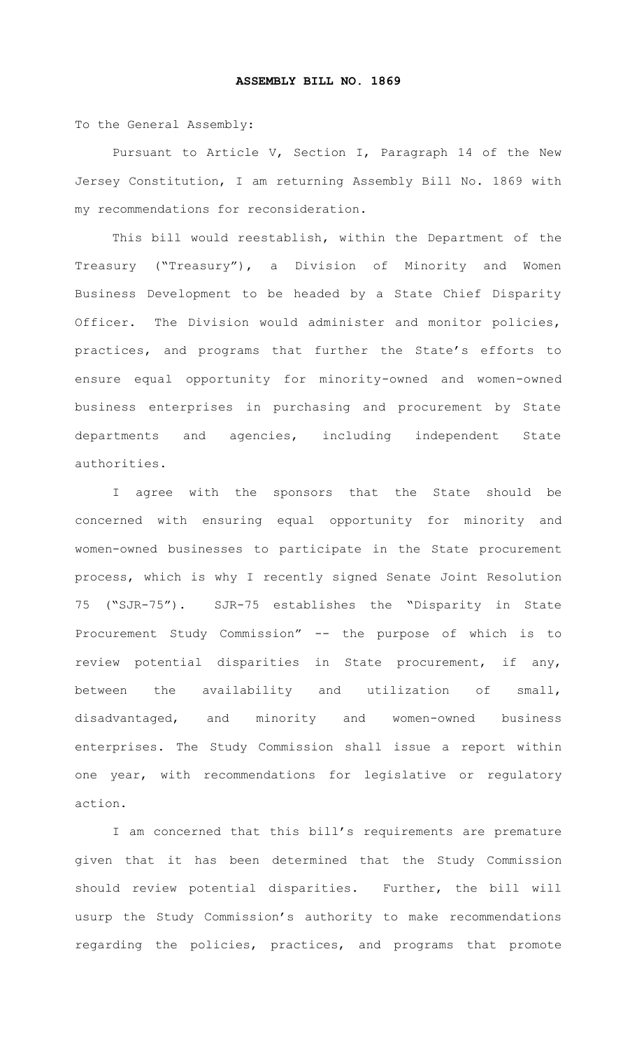**ASSEMBLY BILL NO. 1869**

To the General Assembly:

Pursuant to Article V, Section I, Paragraph 14 of the New Jersey Constitution, I am returning Assembly Bill No. 1869 with my recommendations for reconsideration.

This bill would reestablish, within the Department of the Treasury ("Treasury"), a Division of Minority and Women Business Development to be headed by a State Chief Disparity Officer. The Division would administer and monitor policies, practices, and programs that further the State's efforts to ensure equal opportunity for minority-owned and women-owned business enterprises in purchasing and procurement by State departments and agencies, including independent State authorities.

I agree with the sponsors that the State should be concerned with ensuring equal opportunity for minority and women-owned businesses to participate in the State procurement process, which is why I recently signed Senate Joint Resolution 75 ("SJR-75"). SJR-75 establishes the "Disparity in State Procurement Study Commission" -- the purpose of which is to review potential disparities in State procurement, if any, between the availability and utilization of small, disadvantaged, and minority and women-owned business enterprises. The Study Commission shall issue a report within one year, with recommendations for legislative or regulatory action.

I am concerned that this bill's requirements are premature given that it has been determined that the Study Commission should review potential disparities. Further, the bill will usurp the Study Commission's authority to make recommendations regarding the policies, practices, and programs that promote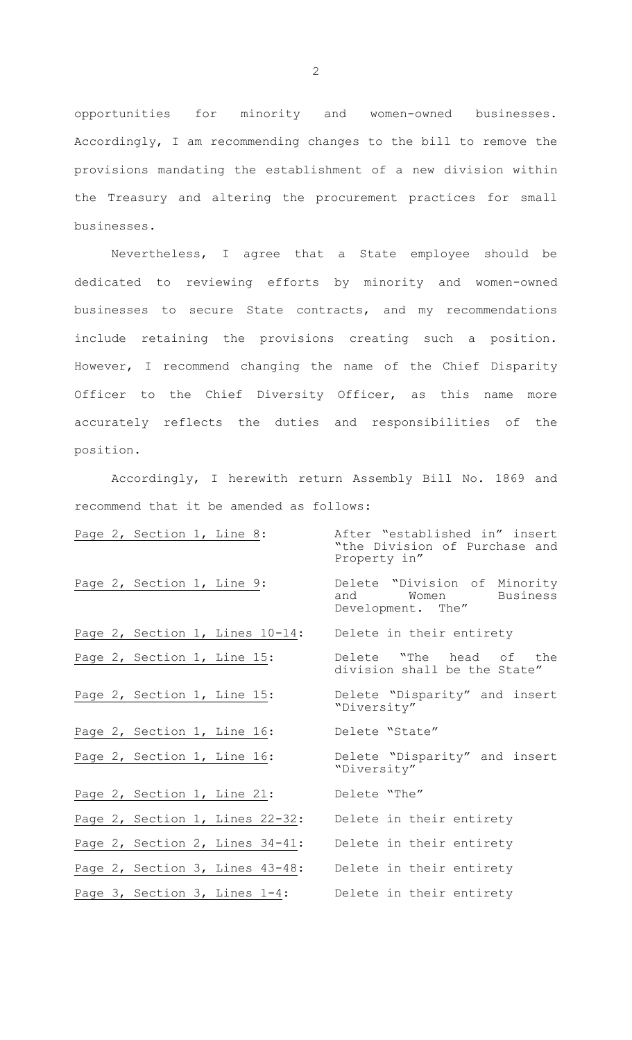opportunities for minority and women-owned businesses. Accordingly, I am recommending changes to the bill to remove the provisions mandating the establishment of a new division within the Treasury and altering the procurement practices for small businesses.

Nevertheless, I agree that a State employee should be dedicated to reviewing efforts by minority and women-owned businesses to secure State contracts, and my recommendations include retaining the provisions creating such a position. However, I recommend changing the name of the Chief Disparity Officer to the Chief Diversity Officer, as this name more accurately reflects the duties and responsibilities of the position.

Accordingly, I herewith return Assembly Bill No. 1869 and recommend that it be amended as follows:

| | |
|---|---|
| Page 2, Section 1, Line 8: | After "established in" insert "the Division of Purchase and Property in" |
| Page 2, Section 1, Line 9: | Delete "Division of Minority and Women Business Development. The" |
| Page 2, Section 1, Lines 10-14: | Delete in their entirety |
| Page 2, Section 1, Line 15: | Delete "The head of the division shall be the State" |
| Page 2, Section 1, Line 15: | Delete "Disparity" and insert "Diversity" |
| Page 2, Section 1, Line 16: | Delete "State" |
| Page 2, Section 1, Line 16: | Delete "Disparity" and insert "Diversity" |
| Page 2, Section 1, Line 21: | Delete "The" |
| Page 2, Section 1, Lines 22-32: | Delete in their entirety |
| Page 2, Section 2, Lines 34-41: | Delete in their entirety |
| Page 2, Section 3, Lines 43-48: | Delete in their entirety |
| Page 3, Section 3, Lines 1-4: | Delete in their entirety |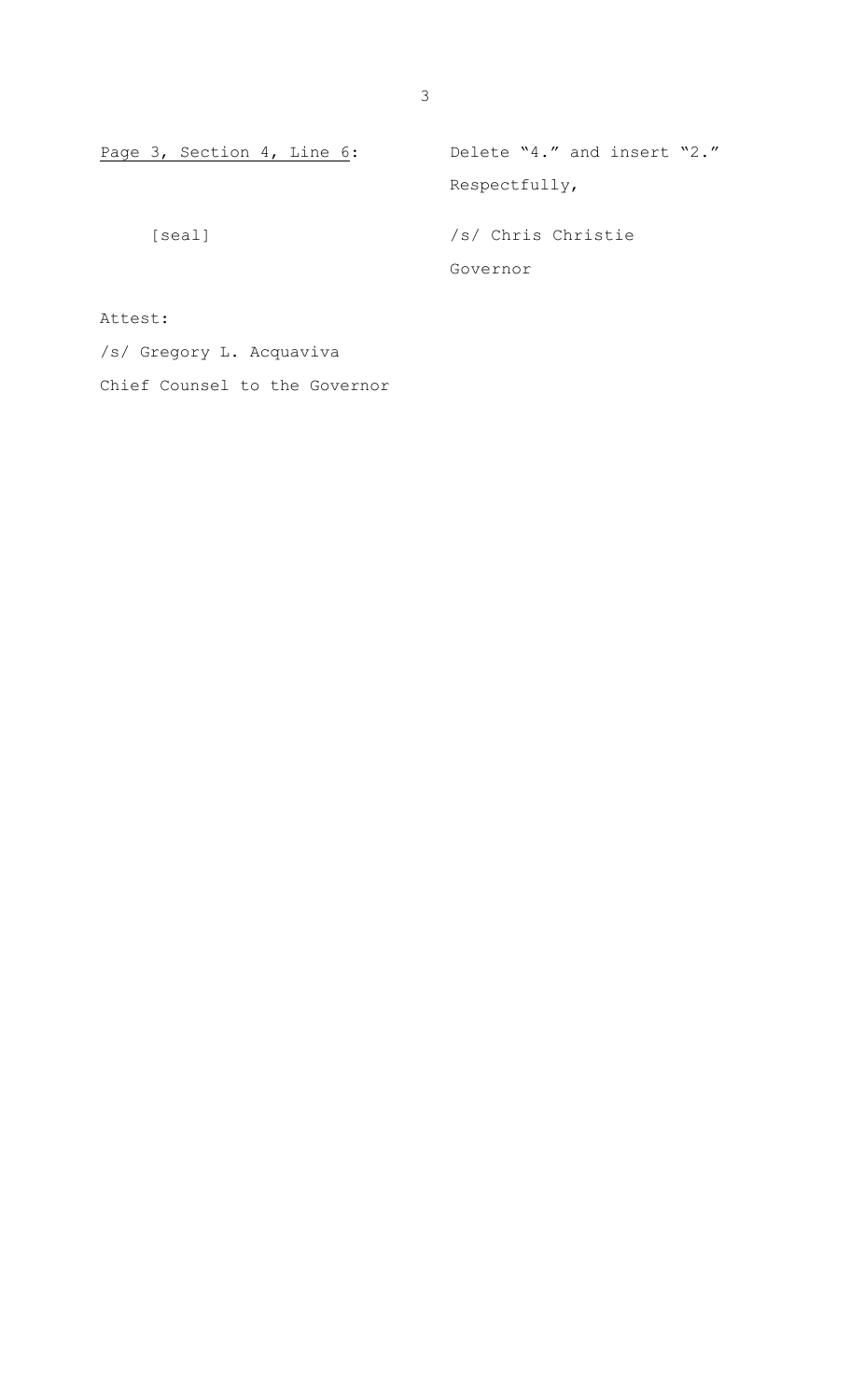<u>Page 3, Section 4, Line 6</u>: Delete "4." and insert "2."

Respectfully,

[seal]

/s/ Chris Christie

Governor

Attest:

/s/ Gregory L. Acquaviva

Chief Counsel to the Governor